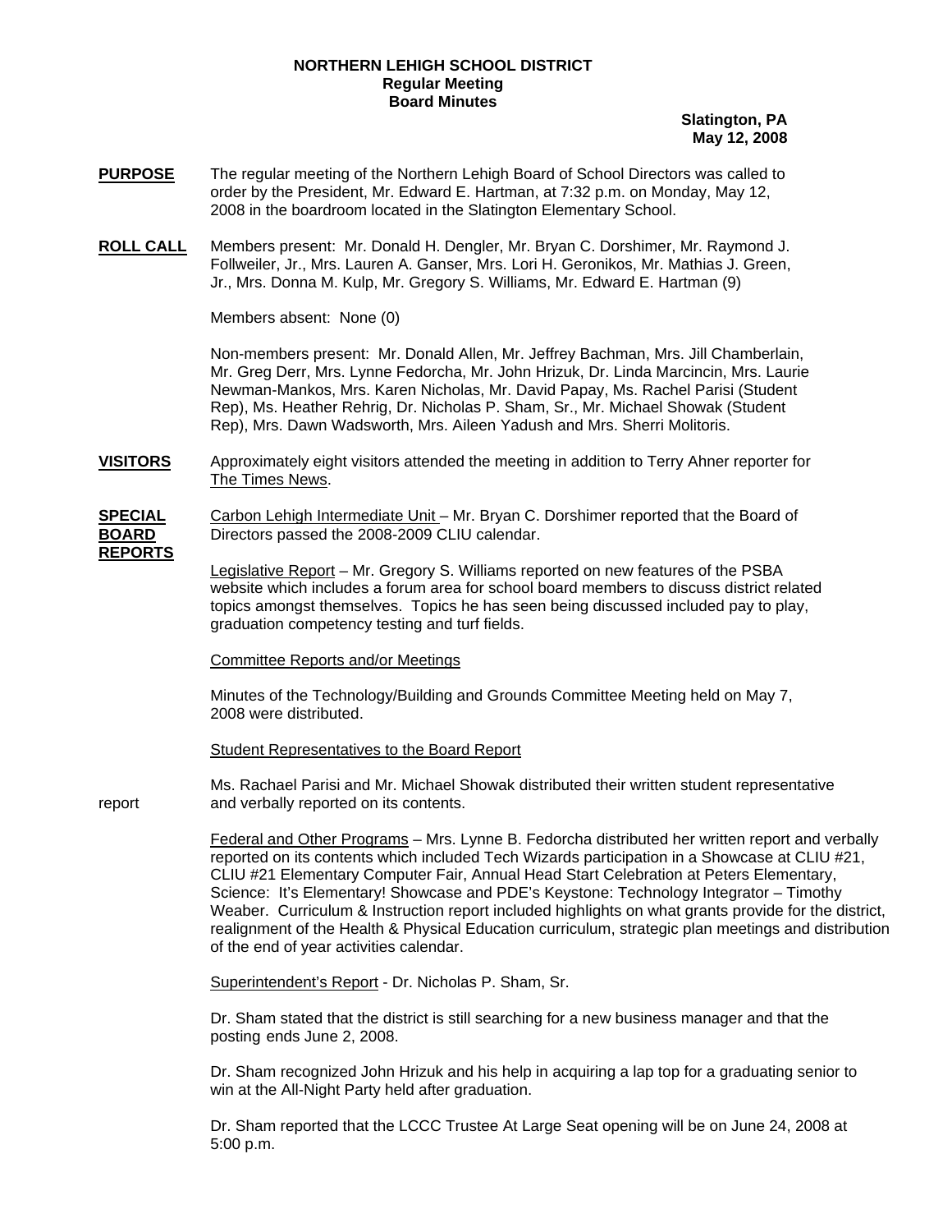**NORTHERN LEHIGH SCHOOL DISTRICT**
**Regular Meeting**
**Board Minutes**

**Slatington, PA**
**May 12, 2008**

**PURPOSE** The regular meeting of the Northern Lehigh Board of School Directors was called to order by the President, Mr. Edward E. Hartman, at 7:32 p.m. on Monday, May 12, 2008 in the boardroom located in the Slatington Elementary School.

**ROLL CALL** Members present: Mr. Donald H. Dengler, Mr. Bryan C. Dorshimer, Mr. Raymond J. Follweiler, Jr., Mrs. Lauren A. Ganser, Mrs. Lori H. Geronikos, Mr. Mathias J. Green, Jr., Mrs. Donna M. Kulp, Mr. Gregory S. Williams, Mr. Edward E. Hartman (9)

Members absent: None (0)

Non-members present: Mr. Donald Allen, Mr. Jeffrey Bachman, Mrs. Jill Chamberlain, Mr. Greg Derr, Mrs. Lynne Fedorcha, Mr. John Hrizuk, Dr. Linda Marcincin, Mrs. Laurie Newman-Mankos, Mrs. Karen Nicholas, Mr. David Papay, Ms. Rachel Parisi (Student Rep), Ms. Heather Rehrig, Dr. Nicholas P. Sham, Sr., Mr. Michael Showak (Student Rep), Mrs. Dawn Wadsworth, Mrs. Aileen Yadush and Mrs. Sherri Molitoris.

**VISITORS** Approximately eight visitors attended the meeting in addition to Terry Ahner reporter for The Times News.

**SPECIAL BOARD REPORTS** Carbon Lehigh Intermediate Unit – Mr. Bryan C. Dorshimer reported that the Board of Directors passed the 2008-2009 CLIU calendar.

Legislative Report – Mr. Gregory S. Williams reported on new features of the PSBA website which includes a forum area for school board members to discuss district related topics amongst themselves. Topics he has seen being discussed included pay to play, graduation competency testing and turf fields.

Committee Reports and/or Meetings

Minutes of the Technology/Building and Grounds Committee Meeting held on May 7, 2008 were distributed.

Student Representatives to the Board Report

report Ms. Rachael Parisi and Mr. Michael Showak distributed their written student representative and verbally reported on its contents.

Federal and Other Programs – Mrs. Lynne B. Fedorcha distributed her written report and verbally reported on its contents which included Tech Wizards participation in a Showcase at CLIU #21, CLIU #21 Elementary Computer Fair, Annual Head Start Celebration at Peters Elementary, Science: It's Elementary! Showcase and PDE's Keystone: Technology Integrator – Timothy Weaber. Curriculum & Instruction report included highlights on what grants provide for the district, realignment of the Health & Physical Education curriculum, strategic plan meetings and distribution of the end of year activities calendar.

Superintendent's Report - Dr. Nicholas P. Sham, Sr.

Dr. Sham stated that the district is still searching for a new business manager and that the posting ends June 2, 2008.

Dr. Sham recognized John Hrizuk and his help in acquiring a lap top for a graduating senior to win at the All-Night Party held after graduation.

Dr. Sham reported that the LCCC Trustee At Large Seat opening will be on June 24, 2008 at 5:00 p.m.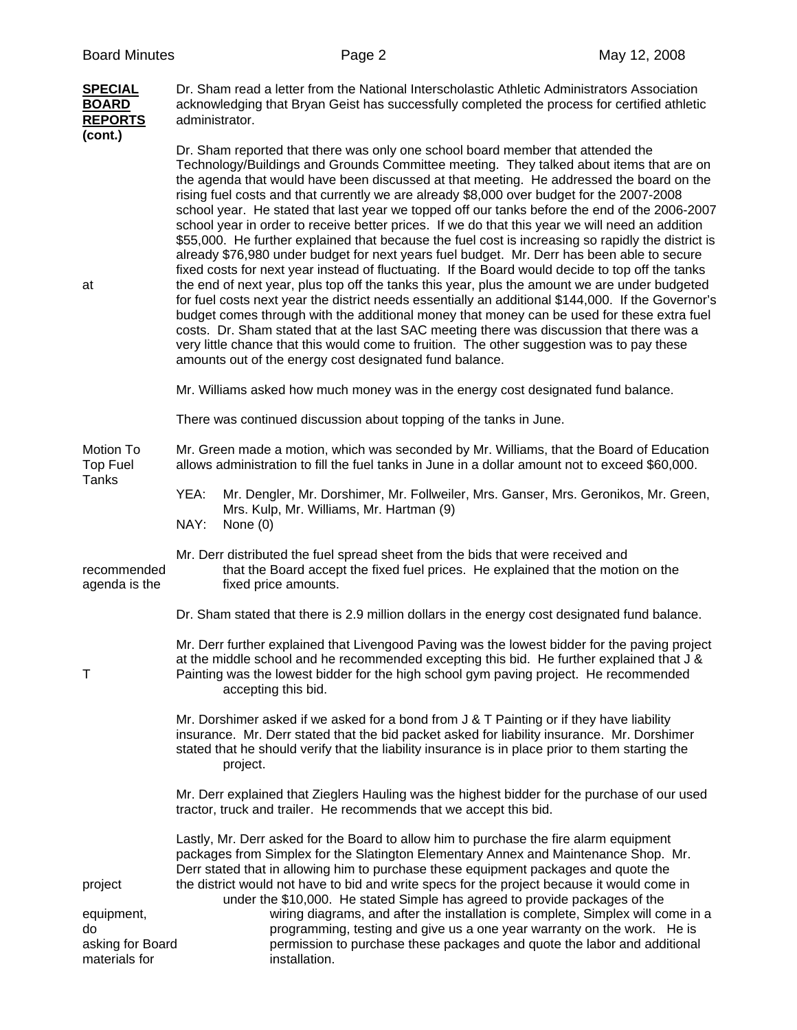**SPECIAL BOARD REPORTS (cont.)**

Dr. Sham read a letter from the National Interscholastic Athletic Administrators Association acknowledging that Bryan Geist has successfully completed the process for certified athletic administrator.

Dr. Sham reported that there was only one school board member that attended the Technology/Buildings and Grounds Committee meeting. They talked about items that are on the agenda that would have been discussed at that meeting. He addressed the board on the rising fuel costs and that currently we are already $8,000 over budget for the 2007-2008 school year. He stated that last year we topped off our tanks before the end of the 2006-2007 school year in order to receive better prices. If we do that this year we will need an addition $55,000. He further explained that because the fuel cost is increasing so rapidly the district is already $76,980 under budget for next years fuel budget. Mr. Derr has been able to secure fixed costs for next year instead of fluctuating. If the Board would decide to top off the tanks at the end of next year, plus top off the tanks this year, plus the amount we are under budgeted for fuel costs next year the district needs essentially an additional $144,000. If the Governor's budget comes through with the additional money that money can be used for these extra fuel costs. Dr. Sham stated that at the last SAC meeting there was discussion that there was a very little chance that this would come to fruition. The other suggestion was to pay these amounts out of the energy cost designated fund balance.

Mr. Williams asked how much money was in the energy cost designated fund balance.

There was continued discussion about topping of the tanks in June.

**Motion To Top Fuel Tanks**

Mr. Green made a motion, which was seconded by Mr. Williams, that the Board of Education allows administration to fill the fuel tanks in June in a dollar amount not to exceed $60,000.

YEA: Mr. Dengler, Mr. Dorshimer, Mr. Follweiler, Mrs. Ganser, Mrs. Geronikos, Mr. Green, Mrs. Kulp, Mr. Williams, Mr. Hartman (9)
NAY: None (0)

Mr. Derr distributed the fuel spread sheet from the bids that were received and recommended that the Board accept the fixed fuel prices. He explained that the motion on the agenda is the fixed price amounts.

Dr. Sham stated that there is 2.9 million dollars in the energy cost designated fund balance.

Mr. Derr further explained that Livengood Paving was the lowest bidder for the paving project at the middle school and he recommended excepting this bid. He further explained that J & T Painting was the lowest bidder for the high school gym paving project. He recommended accepting this bid.

Mr. Dorshimer asked if we asked for a bond from J & T Painting or if they have liability insurance. Mr. Derr stated that the bid packet asked for liability insurance. Mr. Dorshimer stated that he should verify that the liability insurance is in place prior to them starting the project.

Mr. Derr explained that Zieglers Hauling was the highest bidder for the purchase of our used tractor, truck and trailer. He recommends that we accept this bid.

Lastly, Mr. Derr asked for the Board to allow him to purchase the fire alarm equipment packages from Simplex for the Slatington Elementary Annex and Maintenance Shop. Mr. Derr stated that in allowing him to purchase these equipment packages and quote the project the district would not have to bid and write specs for the project because it would come in under the $10,000. He stated Simple has agreed to provide packages of the equipment, wiring diagrams, and after the installation is complete, Simplex will come in a do programming, testing and give us a one year warranty on the work. He is asking for Board permission to purchase these packages and quote the labor and additional materials for installation.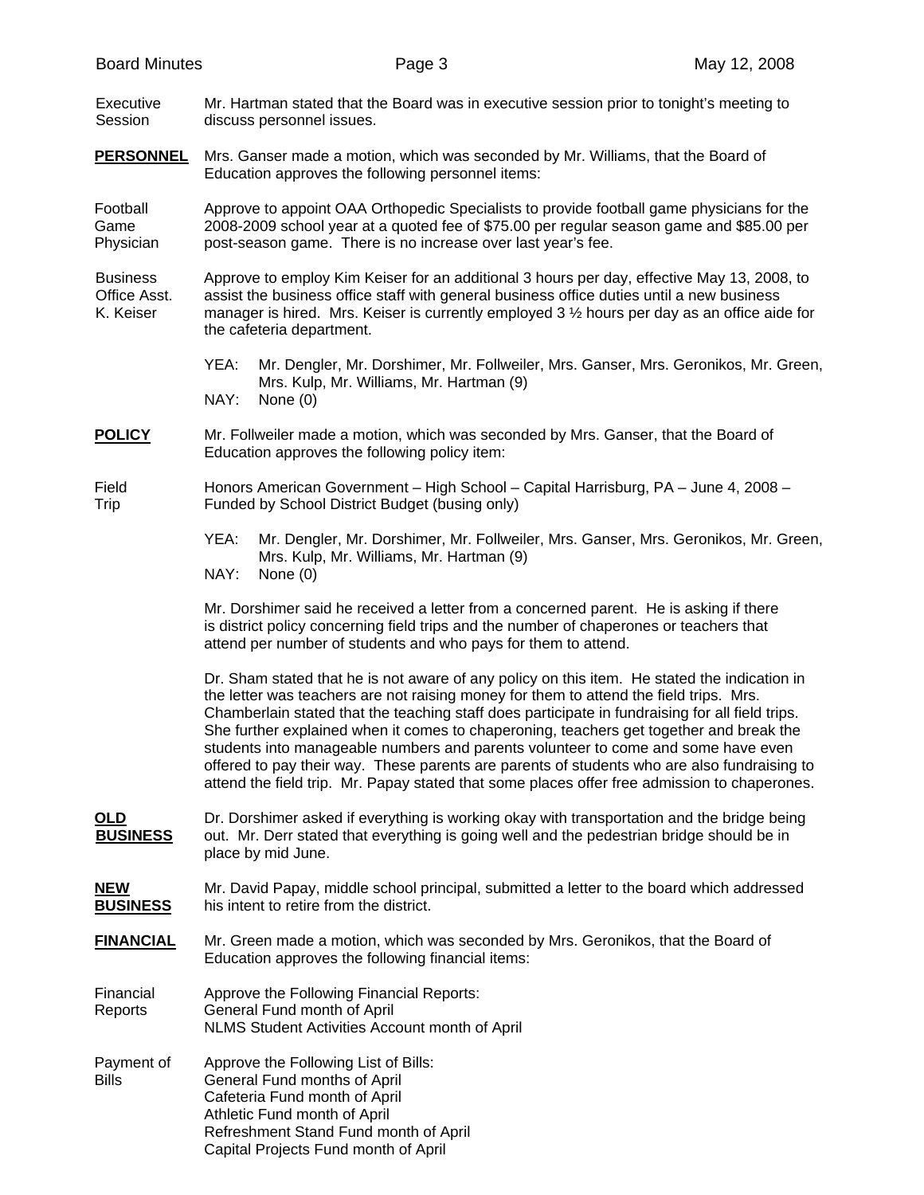Executive Session

Mr. Hartman stated that the Board was in executive session prior to tonight's meeting to discuss personnel issues.

**PERSONNEL**

Mrs. Ganser made a motion, which was seconded by Mr. Williams, that the Board of Education approves the following personnel items:

Football Game Physician

Approve to appoint OAA Orthopedic Specialists to provide football game physicians for the 2008-2009 school year at a quoted fee of $75.00 per regular season game and $85.00 per post-season game. There is no increase over last year's fee.

Business Office Asst. K. Keiser

Approve to employ Kim Keiser for an additional 3 hours per day, effective May 13, 2008, to assist the business office staff with general business office duties until a new business manager is hired. Mrs. Keiser is currently employed 3 ½ hours per day as an office aide for the cafeteria department.

YEA: Mr. Dengler, Mr. Dorshimer, Mr. Follweiler, Mrs. Ganser, Mrs. Geronikos, Mr. Green, Mrs. Kulp, Mr. Williams, Mr. Hartman (9)
NAY: None (0)

**POLICY**

Mr. Follweiler made a motion, which was seconded by Mrs. Ganser, that the Board of Education approves the following policy item:

Field Trip

Honors American Government – High School – Capital Harrisburg, PA – June 4, 2008 – Funded by School District Budget (busing only)

YEA: Mr. Dengler, Mr. Dorshimer, Mr. Follweiler, Mrs. Ganser, Mrs. Geronikos, Mr. Green, Mrs. Kulp, Mr. Williams, Mr. Hartman (9)
NAY: None (0)

Mr. Dorshimer said he received a letter from a concerned parent. He is asking if there is district policy concerning field trips and the number of chaperones or teachers that attend per number of students and who pays for them to attend.

Dr. Sham stated that he is not aware of any policy on this item. He stated the indication in the letter was teachers are not raising money for them to attend the field trips. Mrs. Chamberlain stated that the teaching staff does participate in fundraising for all field trips. She further explained when it comes to chaperoning, teachers get together and break the students into manageable numbers and parents volunteer to come and some have even offered to pay their way. These parents are parents of students who are also fundraising to attend the field trip. Mr. Papay stated that some places offer free admission to chaperones.

**OLD BUSINESS**

Dr. Dorshimer asked if everything is working okay with transportation and the bridge being out. Mr. Derr stated that everything is going well and the pedestrian bridge should be in place by mid June.

**NEW BUSINESS**

Mr. David Papay, middle school principal, submitted a letter to the board which addressed his intent to retire from the district.

**FINANCIAL**

Mr. Green made a motion, which was seconded by Mrs. Geronikos, that the Board of Education approves the following financial items:

Financial Reports

Approve the Following Financial Reports:
General Fund month of April
NLMS Student Activities Account month of April

Payment of Bills

Approve the Following List of Bills:
General Fund months of April
Cafeteria Fund month of April
Athletic Fund month of April
Refreshment Stand Fund month of April
Capital Projects Fund month of April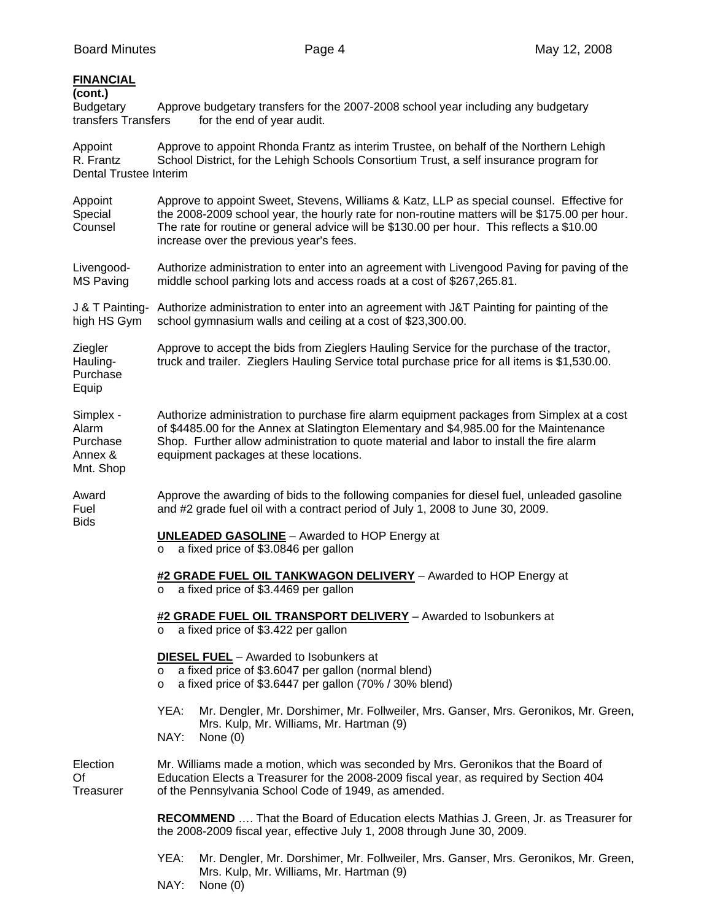**FINANCIAL (cont.)**

Budgetary Transfers — Approve budgetary transfers for the 2007-2008 school year including any budgetary transfers for the end of year audit.

Appoint R. Frantz Dental Trustee Interim — Approve to appoint Rhonda Frantz as interim Trustee, on behalf of the Northern Lehigh School District, for the Lehigh Schools Consortium Trust, a self insurance program for

Appoint Special Counsel — Approve to appoint Sweet, Stevens, Williams & Katz, LLP as special counsel. Effective for the 2008-2009 school year, the hourly rate for non-routine matters will be $175.00 per hour. The rate for routine or general advice will be $130.00 per hour. This reflects a $10.00 increase over the previous year's fees.

Livengood-MS Paving — Authorize administration to enter into an agreement with Livengood Paving for paving of the middle school parking lots and access roads at a cost of $267,265.81.

J & T Painting-high HS Gym — Authorize administration to enter into an agreement with J&T Painting for painting of the school gymnasium walls and ceiling at a cost of $23,300.00.

Ziegler Hauling-Purchase Equip — Approve to accept the bids from Zieglers Hauling Service for the purchase of the tractor, truck and trailer. Zieglers Hauling Service total purchase price for all items is $1,530.00.

Simplex - Alarm Purchase Annex & Mnt. Shop — Authorize administration to purchase fire alarm equipment packages from Simplex at a cost of $4485.00 for the Annex at Slatington Elementary and $4,985.00 for the Maintenance Shop. Further allow administration to quote material and labor to install the fire alarm equipment packages at these locations.

Award Fuel Bids — Approve the awarding of bids to the following companies for diesel fuel, unleaded gasoline and #2 grade fuel oil with a contract period of July 1, 2008 to June 30, 2009.

**UNLEADED GASOLINE** – Awarded to HOP Energy at
- a fixed price of $3.0846 per gallon

**#2 GRADE FUEL OIL TANKWAGON DELIVERY** – Awarded to HOP Energy at
- a fixed price of $3.4469 per gallon

**#2 GRADE FUEL OIL TRANSPORT DELIVERY** – Awarded to Isobunkers at
- a fixed price of $3.422 per gallon

**DIESEL FUEL** – Awarded to Isobunkers at
- a fixed price of $3.6047 per gallon (normal blend)
- a fixed price of $3.6447 per gallon (70% / 30% blend)

YEA: Mr. Dengler, Mr. Dorshimer, Mr. Follweiler, Mrs. Ganser, Mrs. Geronikos, Mr. Green, Mrs. Kulp, Mr. Williams, Mr. Hartman (9)
NAY: None (0)

Election Of Treasurer — Mr. Williams made a motion, which was seconded by Mrs. Geronikos that the Board of Education Elects a Treasurer for the 2008-2009 fiscal year, as required by Section 404 of the Pennsylvania School Code of 1949, as amended.

**RECOMMEND** …. That the Board of Education elects Mathias J. Green, Jr. as Treasurer for the 2008-2009 fiscal year, effective July 1, 2008 through June 30, 2009.

YEA: Mr. Dengler, Mr. Dorshimer, Mr. Follweiler, Mrs. Ganser, Mrs. Geronikos, Mr. Green, Mrs. Kulp, Mr. Williams, Mr. Hartman (9)
NAY: None (0)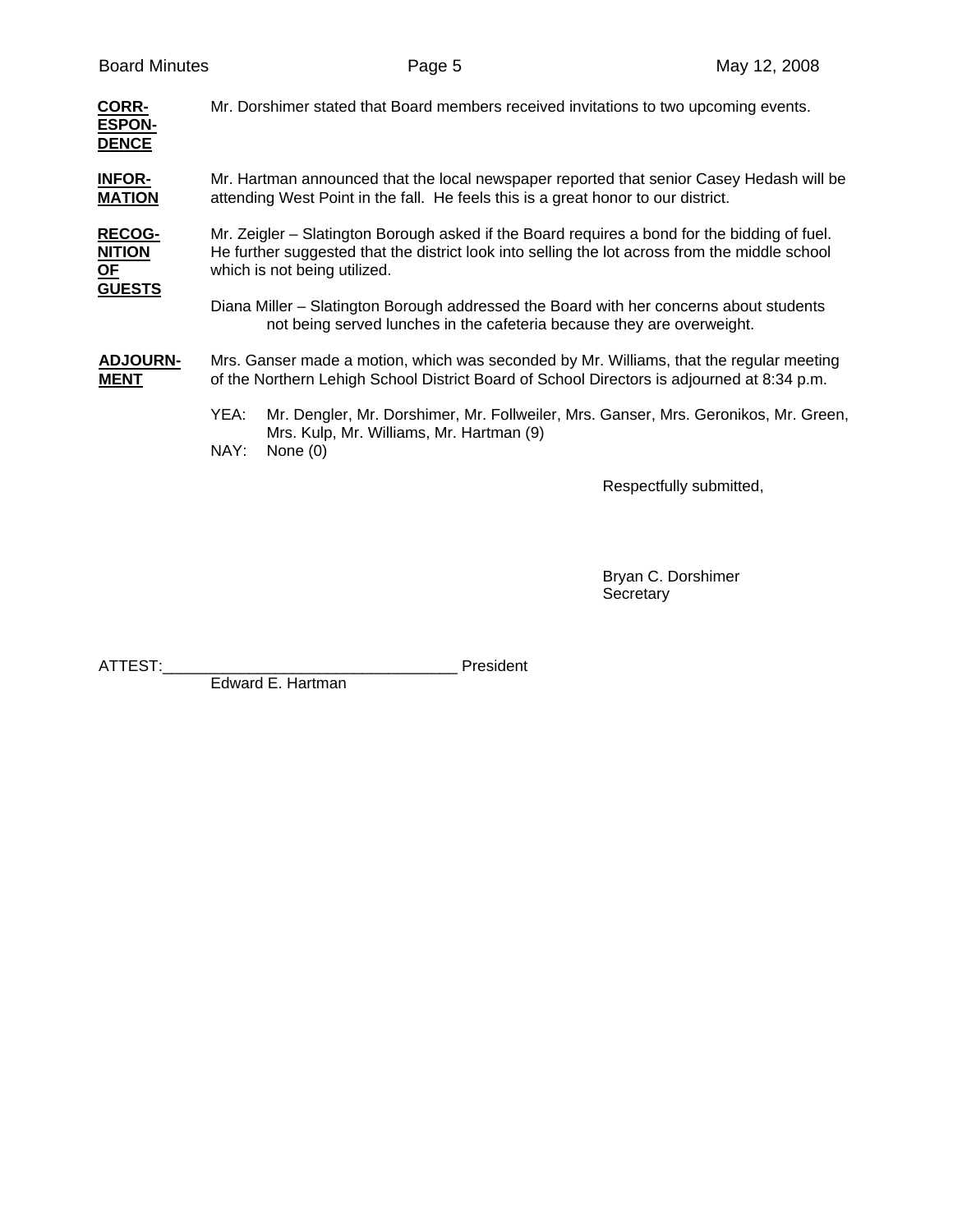**CORR-ESPON-DENCE** Mr. Dorshimer stated that Board members received invitations to two upcoming events.

**INFOR-MATION** Mr. Hartman announced that the local newspaper reported that senior Casey Hedash will be attending West Point in the fall. He feels this is a great honor to our district.

**RECOG-NITION OF GUESTS** Mr. Zeigler – Slatington Borough asked if the Board requires a bond for the bidding of fuel. He further suggested that the district look into selling the lot across from the middle school which is not being utilized.

Diana Miller – Slatington Borough addressed the Board with her concerns about students not being served lunches in the cafeteria because they are overweight.

**ADJOURN-MENT** Mrs. Ganser made a motion, which was seconded by Mr. Williams, that the regular meeting of the Northern Lehigh School District Board of School Directors is adjourned at 8:34 p.m.

YEA: Mr. Dengler, Mr. Dorshimer, Mr. Follweiler, Mrs. Ganser, Mrs. Geronikos, Mr. Green, Mrs. Kulp, Mr. Williams, Mr. Hartman (9)

NAY: None (0)

Respectfully submitted,

Bryan C. Dorshimer
Secretary

ATTEST:_________________________________ President
Edward E. Hartman